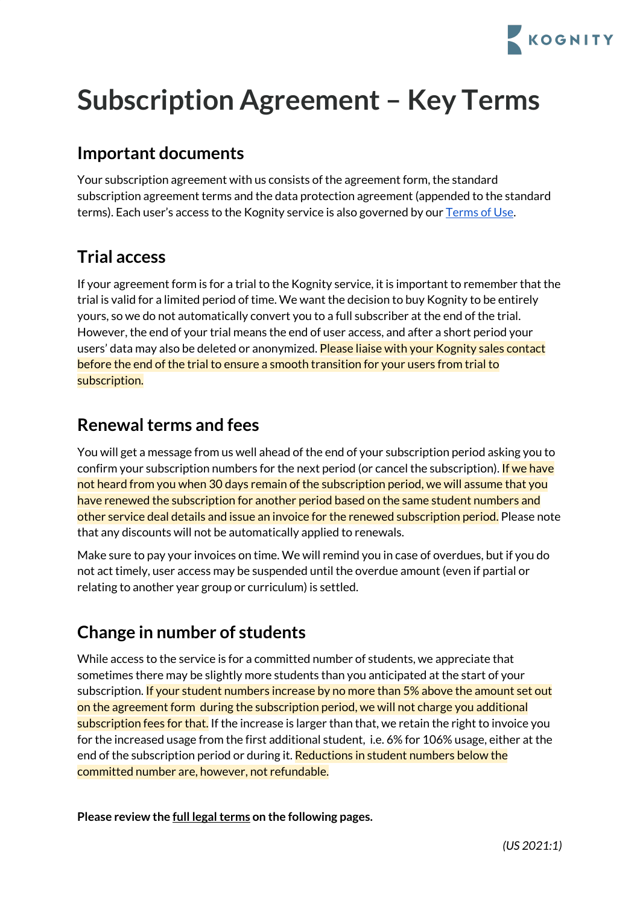# Subscription Agreement – Key Terms

## Important documents

Your subscription agreement with us consists of the agreement form, the standard subscription agreement terms and the data protection agreement (appended to the standard terms). Each user's access to the Kognity service is also governed by our Terms of Use.

## Trial access

If your agreement form is for a trial to the Kognity service, it is important to remember that the trial is valid for a limited period of time. We want the decision to buy Kognity to be entirely yours, so we do not automatically convert you to a full subscriber at the end of the trial. However, the end of your trial means the end of user access, and after a short period your users' data may also be deleted or anonymized. Please liaise with your Kognity sales contact before the end of the trial to ensure a smooth transition for your users from trial to subscription.

## Renewal terms and fees

You will get a message from us well ahead of the end of your subscription period asking you to confirm your subscription numbers for the next period (or cancel the subscription). If we have not heard from you when 30 days remain of the subscription period, we will assume that you have renewed the subscription for another period based on the same student numbers and other service deal details and issue an invoice for the renewed subscription period. Please note that any discounts will not be automatically applied to renewals.

Make sure to pay your invoices on time. We will remind you in case of overdues, but if you do not act timely, user access may be suspended until the overdue amount (even if partial or relating to another year group or curriculum) is settled.

## Change in number of students

While access to the service is for a committed number of students, we appreciate that sometimes there may be slightly more students than you anticipated at the start of your subscription. If your student numbers increase by no more than 5% above the amount set out on the agreement form during the subscription period, we will not charge you additional subscription fees for that. If the increase is larger than that, we retain the right to invoice you for the increased usage from the first additional student, i.e. 6% for 106% usage, either at the end of the subscription period or during it. Reductions in student numbers below the committed number are, however, not refundable.

**Please review the full legal terms on the following pages.**

*(US 2021:1)*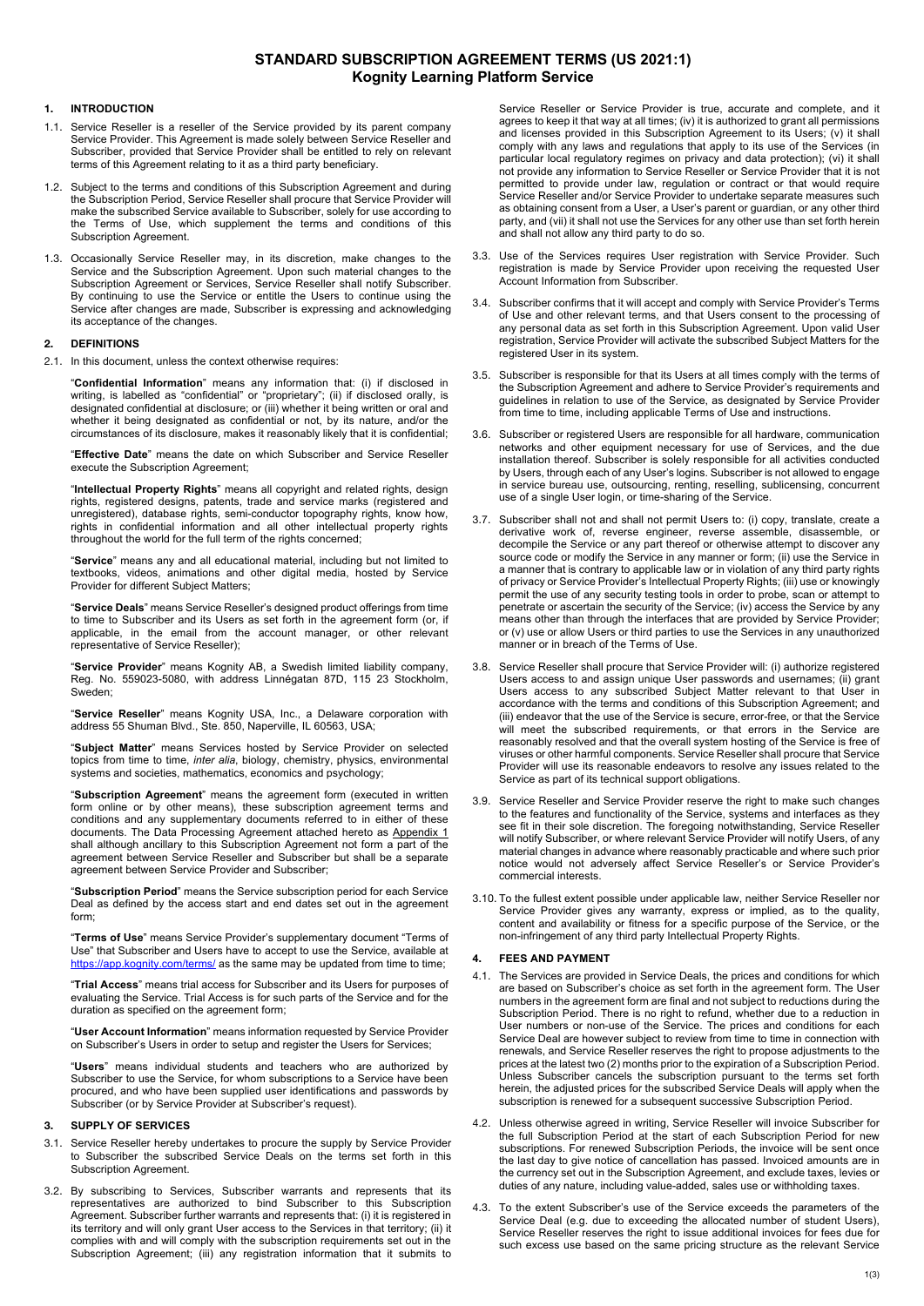# STANDARD SUBSCRIPTION AGREEMENT TERMS (US 2021:1)
## Kognity Learning Platform Service

### 1. INTRODUCTION

1.1. Service Reseller is a reseller of the Service provided by its parent company Service Provider. This Agreement is made solely between Service Reseller and Subscriber, provided that Service Provider shall be entitled to rely on relevant terms of this Agreement relating to it as a third party beneficiary.

1.2. Subject to the terms and conditions of this Subscription Agreement and during the Subscription Period, Service Reseller shall procure that Service Provider will make the subscribed Service available to Subscriber, solely for use according to the Terms of Use, which supplement the terms and conditions of this Subscription Agreement.

1.3. Occasionally Service Reseller may, in its discretion, make changes to the Service and the Subscription Agreement. Upon such material changes to the Subscription Agreement or Services, Service Reseller shall notify Subscriber. By continuing to use the Service or entitle the Users to continue using the Service after changes are made, Subscriber is expressing and acknowledging its acceptance of the changes.

### 2. DEFINITIONS

2.1. In this document, unless the context otherwise requires:

"**Confidential Information**" means any information that: (i) if disclosed in writing, is labelled as "confidential" or "proprietary"; (ii) if disclosed orally, is designated confidential at disclosure; or (iii) whether it being written or oral and whether it being designated as confidential or not, by its nature, and/or the circumstances of its disclosure, makes it reasonably likely that it is confidential;

"**Effective Date**" means the date on which Subscriber and Service Reseller execute the Subscription Agreement;

"**Intellectual Property Rights**" means all copyright and related rights, design rights, registered designs, patents, trade and service marks (registered and unregistered), database rights, semi-conductor topography rights, know how, rights in confidential information and all other intellectual property rights throughout the world for the full term of the rights concerned;

"**Service**" means any and all educational material, including but not limited to textbooks, videos, animations and other digital media, hosted by Service Provider for different Subject Matters;

"**Service Deals**" means Service Reseller's designed product offerings from time to time to Subscriber and its Users as set forth in the agreement form (or, if applicable, in the email from the account manager, or other relevant representative of Service Reseller);

"**Service Provider**" means Kognity AB, a Swedish limited liability company, Reg. No. 559023-5080, with address Linnégatan 87D, 115 23 Stockholm, Sweden;

"**Service Reseller**" means Kognity USA, Inc., a Delaware corporation with address 55 Shuman Blvd., Ste. 850, Naperville, IL 60563, USA;

"**Subject Matter**" means Services hosted by Service Provider on selected topics from time to time, *inter alia*, biology, chemistry, physics, environmental systems and societies, mathematics, economics and psychology;

"**Subscription Agreement**" means the agreement form (executed in written form online or by other means), these subscription agreement terms and conditions and any supplementary documents referred to in either of these documents. The Data Processing Agreement attached hereto as Appendix 1 shall although ancillary to this Subscription Agreement not form a part of the agreement between Service Reseller and Subscriber but shall be a separate agreement between Service Provider and Subscriber;

"**Subscription Period**" means the Service subscription period for each Service Deal as defined by the access start and end dates set out in the agreement form;

"**Terms of Use**" means Service Provider's supplementary document "Terms of Use" that Subscriber and Users have to accept to use the Service, available at https://app.kognity.com/terms/ as the same may be updated from time to time;

"**Trial Access**" means trial access for Subscriber and its Users for purposes of evaluating the Service. Trial Access is for such parts of the Service and for the duration as specified on the agreement form;

"**User Account Information**" means information requested by Service Provider on Subscriber's Users in order to setup and register the Users for Services;

"**Users**" means individual students and teachers who are authorized by Subscriber to use the Service, for whom subscriptions to a Service have been procured, and who have been supplied user identifications and passwords by Subscriber (or by Service Provider at Subscriber's request).

### 3. SUPPLY OF SERVICES

3.1. Service Reseller hereby undertakes to procure the supply by Service Provider to Subscriber the subscribed Service Deals on the terms set forth in this Subscription Agreement.

3.2. By subscribing to Services, Subscriber warrants and represents that its representatives are authorized to bind Subscriber to this Subscription Agreement. Subscriber further warrants and represents that: (i) it is registered in its territory and will only grant User access to the Services in that territory; (ii) it complies with and will comply with the subscription requirements set out in the Subscription Agreement; (iii) any registration information that it submits to Service Reseller or Service Provider is true, accurate and complete, and it agrees to keep it that way at all times; (iv) it is authorized to grant all permissions and licenses provided in this Subscription Agreement to its Users; (v) it shall comply with any laws and regulations that apply to its use of the Services (in particular local regulatory regimes on privacy and data protection); (vi) it shall not provide any information to Service Reseller or Service Provider that it is not permitted to provide under law, regulation or contract or that would require Service Reseller and/or Service Provider to undertake separate measures such as obtaining consent from a User, a User's parent or guardian, or any other third party, and (vii) it shall not use the Services for any other use than set forth herein and shall not allow any third party to do so.

3.3. Use of the Services requires User registration with Service Provider. Such registration is made by Service Provider upon receiving the requested User Account Information from Subscriber.

3.4. Subscriber confirms that it will accept and comply with Service Provider's Terms of Use and other relevant terms, and that Users consent to the processing of any personal data as set forth in this Subscription Agreement. Upon valid User registration, Service Provider will activate the subscribed Subject Matters for the registered User in its system.

3.5. Subscriber is responsible for that its Users at all times comply with the terms of the Subscription Agreement and adhere to Service Provider's requirements and guidelines in relation to use of the Service, as designated by Service Provider from time to time, including applicable Terms of Use and instructions.

3.6. Subscriber or registered Users are responsible for all hardware, communication networks and other equipment necessary for use of Services, and the due installation thereof. Subscriber is solely responsible for all activities conducted by Users, through each of any User's logins. Subscriber is not allowed to engage in service bureau use, outsourcing, renting, reselling, sublicensing, concurrent use of a single User login, or time-sharing of the Service.

3.7. Subscriber shall not and shall not permit Users to: (i) copy, translate, create a derivative work of, reverse engineer, reverse assemble, disassemble, or decompile the Service or any part thereof or otherwise attempt to discover any source code or modify the Service in any manner or form; (ii) use the Service in a manner that is contrary to applicable law or in violation of any third party rights of privacy or Service Provider's Intellectual Property Rights; (iii) use or knowingly permit the use of any security testing tools in order to probe, scan or attempt to penetrate or ascertain the security of the Service; (iv) access the Service by any means other than through the interfaces that are provided by Service Provider; or (v) use or allow Users or third parties to use the Services in any unauthorized manner or in breach of the Terms of Use.

3.8. Service Reseller shall procure that Service Provider will: (i) authorize registered Users access to and assign unique User passwords and usernames; (ii) grant Users access to any subscribed Subject Matter relevant to that User in accordance with the terms and conditions of this Subscription Agreement; and (iii) endeavor that the use of the Service is secure, error-free, or that the Service will meet the subscribed requirements, or that errors in the Service are reasonably resolved and that the overall system hosting of the Service is free of viruses or other harmful components. Service Reseller shall procure that Service Provider will use its reasonable endeavors to resolve any issues related to the Service as part of its technical support obligations.

3.9. Service Reseller and Service Provider reserve the right to make such changes to the features and functionality of the Service, systems and interfaces as they see fit in their sole discretion. The foregoing notwithstanding, Service Reseller will notify Subscriber, or where relevant Service Provider will notify Users, of any material changes in advance where reasonably practicable and where such prior notice would not adversely affect Service Reseller's or Service Provider's commercial interests.

3.10. To the fullest extent possible under applicable law, neither Service Reseller nor Service Provider gives any warranty, express or implied, as to the quality, content and availability or fitness for a specific purpose of the Service, or the non-infringement of any third party Intellectual Property Rights.

### 4. FEES AND PAYMENT

4.1. The Services are provided in Service Deals, the prices and conditions for which are based on Subscriber's choice as set forth in the agreement form. The User numbers in the agreement form are final and not subject to reductions during the Subscription Period. There is no right to refund, whether due to a reduction in User numbers or non-use of the Service. The prices and conditions for each Service Deal are however subject to review from time to time in connection with renewals, and Service Reseller reserves the right to propose adjustments to the prices at the latest two (2) months prior to the expiration of a Subscription Period. Unless Subscriber cancels the subscription pursuant to the terms set forth herein, the adjusted prices for the subscribed Service Deals will apply when the subscription is renewed for a subsequent successive Subscription Period.

4.2. Unless otherwise agreed in writing, Service Reseller will invoice Subscriber for the full Subscription Period at the start of each Subscription Period for new subscriptions. For renewed Subscription Periods, the invoice will be sent once the last day to give notice of cancellation has passed. Invoiced amounts are in the currency set out in the Subscription Agreement, and exclude taxes, levies or duties of any nature, including value-added, sales use or withholding taxes.

4.3. To the extent Subscriber's use of the Service exceeds the parameters of the Service Deal (e.g. due to exceeding the allocated number of student Users), Service Reseller reserves the right to issue additional invoices for fees due for such excess use based on the same pricing structure as the relevant Service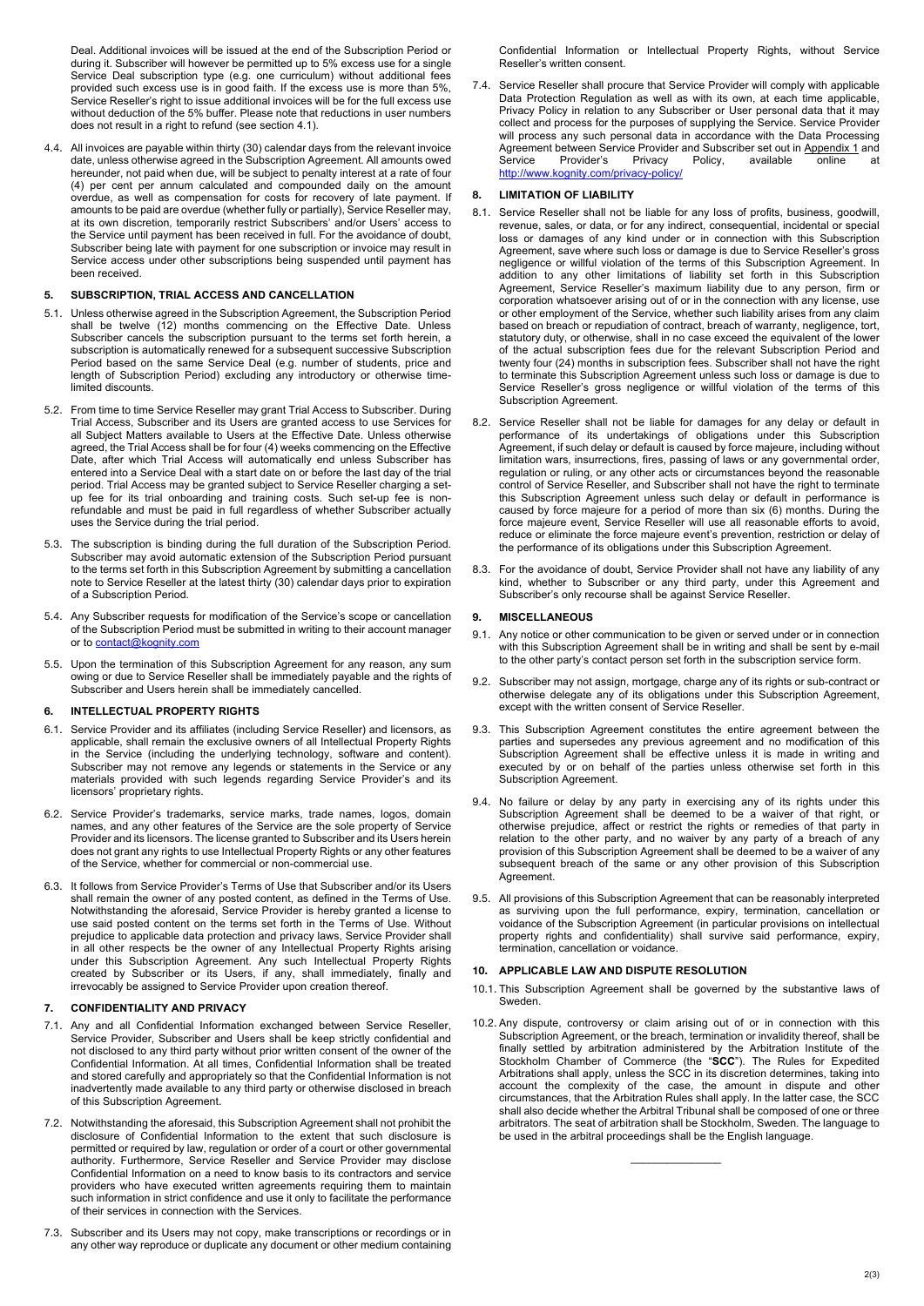Deal. Additional invoices will be issued at the end of the Subscription Period or during it. Subscriber will however be permitted up to 5% excess use for a single Service Deal subscription type (e.g. one curriculum) without additional fees provided such excess use is in good faith. If the excess use is more than 5%, Service Reseller's right to issue additional invoices will be for the full excess use without deduction of the 5% buffer. Please note that reductions in user numbers does not result in a right to refund (see section 4.1).

4.4. All invoices are payable within thirty (30) calendar days from the relevant invoice date, unless otherwise agreed in the Subscription Agreement. All amounts owed hereunder, not paid when due, will be subject to penalty interest at a rate of four (4) per cent per annum calculated and compounded daily on the amount overdue, as well as compensation for costs for recovery of late payment. If amounts to be paid are overdue (whether fully or partially), Service Reseller may, at its own discretion, temporarily restrict Subscribers' and/or Users' access to the Service until payment has been received in full. For the avoidance of doubt, Subscriber being late with payment for one subscription or invoice may result in Service access under other subscriptions being suspended until payment has been received.

## 5. SUBSCRIPTION, TRIAL ACCESS AND CANCELLATION

5.1. Unless otherwise agreed in the Subscription Agreement, the Subscription Period shall be twelve (12) months commencing on the Effective Date. Unless Subscriber cancels the subscription pursuant to the terms set forth herein, a subscription is automatically renewed for a subsequent successive Subscription Period based on the same Service Deal (e.g. number of students, price and length of Subscription Period) excluding any introductory or otherwise time-limited discounts.

5.2. From time to time Service Reseller may grant Trial Access to Subscriber. During Trial Access, Subscriber and its Users are granted access to use Services for all Subject Matters available to Users at the Effective Date. Unless otherwise agreed, the Trial Access shall be for four (4) weeks commencing on the Effective Date, after which Trial Access will automatically end unless Subscriber has entered into a Service Deal with a start date on or before the last day of the trial period. Trial Access may be granted subject to Service Reseller charging a set-up fee for its trial onboarding and training costs. Such set-up fee is non-refundable and must be paid in full regardless of whether Subscriber actually uses the Service during the trial period.

5.3. The subscription is binding during the full duration of the Subscription Period. Subscriber may avoid automatic extension of the Subscription Period pursuant to the terms set forth in this Subscription Agreement by submitting a cancellation note to Service Reseller at the latest thirty (30) calendar days prior to expiration of a Subscription Period.

5.4. Any Subscriber requests for modification of the Service's scope or cancellation of the Subscription Period must be submitted in writing to their account manager or to contact@kognity.com

5.5. Upon the termination of this Subscription Agreement for any reason, any sum owing or due to Service Reseller shall be immediately payable and the rights of Subscriber and Users herein shall be immediately cancelled.

## 6. INTELLECTUAL PROPERTY RIGHTS

6.1. Service Provider and its affiliates (including Service Reseller) and licensors, as applicable, shall remain the exclusive owners of all Intellectual Property Rights in the Service (including the underlying technology, software and content). Subscriber may not remove any legends or statements in the Service or any materials provided with such legends regarding Service Provider's and its licensors' proprietary rights.

6.2. Service Provider's trademarks, service marks, trade names, logos, domain names, and any other features of the Service are the sole property of Service Provider and its licensors. The license granted to Subscriber and its Users herein does not grant any rights to use Intellectual Property Rights or any other features of the Service, whether for commercial or non-commercial use.

6.3. It follows from Service Provider's Terms of Use that Subscriber and/or its Users shall remain the owner of any posted content, as defined in the Terms of Use. Notwithstanding the aforesaid, Service Provider is hereby granted a license to use said posted content on the terms set forth in the Terms of Use. Without prejudice to applicable data protection and privacy laws, Service Provider shall in all other respects be the owner of any Intellectual Property Rights arising under this Subscription Agreement. Any such Intellectual Property Rights created by Subscriber or its Users, if any, shall immediately, finally and irrevocably be assigned to Service Provider upon creation thereof.

## 7. CONFIDENTIALITY AND PRIVACY

7.1. Any and all Confidential Information exchanged between Service Reseller, Service Provider, Subscriber and Users shall be keep strictly confidential and not disclosed to any third party without prior written consent of the owner of the Confidential Information. At all times, Confidential Information shall be treated and stored carefully and appropriately so that the Confidential Information is not inadvertently made available to any third party or otherwise disclosed in breach of this Subscription Agreement.

7.2. Notwithstanding the aforesaid, this Subscription Agreement shall not prohibit the disclosure of Confidential Information to the extent that such disclosure is permitted or required by law, regulation or order of a court or other governmental authority. Furthermore, Service Reseller and Service Provider may disclose Confidential Information on a need to know basis to its contractors and service providers who have executed written agreements requiring them to maintain such information in strict confidence and use it only to facilitate the performance of their services in connection with the Services.

7.3. Subscriber and its Users may not copy, make transcriptions or recordings or in any other way reproduce or duplicate any document or other medium containing Confidential Information or Intellectual Property Rights, without Service Reseller's written consent.

7.4. Service Reseller shall procure that Service Provider will comply with applicable Data Protection Regulation as well as with its own, at each time applicable, Privacy Policy in relation to any Subscriber or User personal data that it may collect and process for the purposes of supplying the Service. Service Provider will process any such personal data in accordance with the Data Processing Agreement between Service Provider and Subscriber set out in Appendix 1 and Service Provider's Privacy Policy, available online at http://www.kognity.com/privacy-policy/

## 8. LIMITATION OF LIABILITY

8.1. Service Reseller shall not be liable for any loss of profits, business, goodwill, revenue, sales, or data, or for any indirect, consequential, incidental or special loss or damages of any kind under or in connection with this Subscription Agreement, save where such loss or damage is due to Service Reseller's gross negligence or willful violation of the terms of this Subscription Agreement. In addition to any other limitations of liability set forth in this Subscription Agreement, Service Reseller's maximum liability due to any person, firm or corporation whatsoever arising out of or in the connection with any license, use or other employment of the Service, whether such liability arises from any claim based on breach or repudiation of contract, breach of warranty, negligence, tort, statutory duty, or otherwise, shall in no case exceed the equivalent of the lower of the actual subscription fees due for the relevant Subscription Period and twenty four (24) months in subscription fees. Subscriber shall not have the right to terminate this Subscription Agreement unless such loss or damage is due to Service Reseller's gross negligence or willful violation of the terms of this Subscription Agreement.

8.2. Service Reseller shall not be liable for damages for any delay or default in performance of its undertakings of obligations under this Subscription Agreement, if such delay or default is caused by force majeure, including without limitation wars, insurrections, fires, passing of laws or any governmental order, regulation or ruling, or any other acts or circumstances beyond the reasonable control of Service Reseller, and Subscriber shall not have the right to terminate this Subscription Agreement unless such delay or default in performance is caused by force majeure for a period of more than six (6) months. During the force majeure event, Service Reseller will use all reasonable efforts to avoid, reduce or eliminate the force majeure event's prevention, restriction or delay of the performance of its obligations under this Subscription Agreement.

8.3. For the avoidance of doubt, Service Provider shall not have any liability of any kind, whether to Subscriber or any third party, under this Agreement and Subscriber's only recourse shall be against Service Reseller.

## 9. MISCELLANEOUS

9.1. Any notice or other communication to be given or served under or in connection with this Subscription Agreement shall be in writing and shall be sent by e-mail to the other party's contact person set forth in the subscription service form.

9.2. Subscriber may not assign, mortgage, charge any of its rights or sub-contract or otherwise delegate any of its obligations under this Subscription Agreement, except with the written consent of Service Reseller.

9.3. This Subscription Agreement constitutes the entire agreement between the parties and supersedes any previous agreement and no modification of this Subscription Agreement shall be effective unless it is made in writing and executed by or on behalf of the parties unless otherwise set forth in this Subscription Agreement.

9.4. No failure or delay by any party in exercising any of its rights under this Subscription Agreement shall be deemed to be a waiver of that right, or otherwise prejudice, affect or restrict the rights or remedies of that party in relation to the other party, and no waiver by any party of a breach of any provision of this Subscription Agreement shall be deemed to be a waiver of any subsequent breach of the same or any other provision of this Subscription Agreement.

9.5. All provisions of this Subscription Agreement that can be reasonably interpreted as surviving upon the full performance, expiry, termination, cancellation or voidance of the Subscription Agreement (in particular provisions on intellectual property rights and confidentiality) shall survive said performance, expiry, termination, cancellation or voidance.

## 10. APPLICABLE LAW AND DISPUTE RESOLUTION

10.1. This Subscription Agreement shall be governed by the substantive laws of Sweden.

10.2. Any dispute, controversy or claim arising out of or in connection with this Subscription Agreement, or the breach, termination or invalidity thereof, shall be finally settled by arbitration administered by the Arbitration Institute of the Stockholm Chamber of Commerce (the "**SCC**"). The Rules for Expedited Arbitrations shall apply, unless the SCC in its discretion determines, taking into account the complexity of the case, the amount in dispute and other circumstances, that the Arbitral Rules shall apply. In the latter case, the SCC shall also decide whether the Arbitral Tribunal shall be composed of one or three arbitrators. The seat of arbitration shall be Stockholm, Sweden. The language to be used in the arbitral proceedings shall be the English language.

---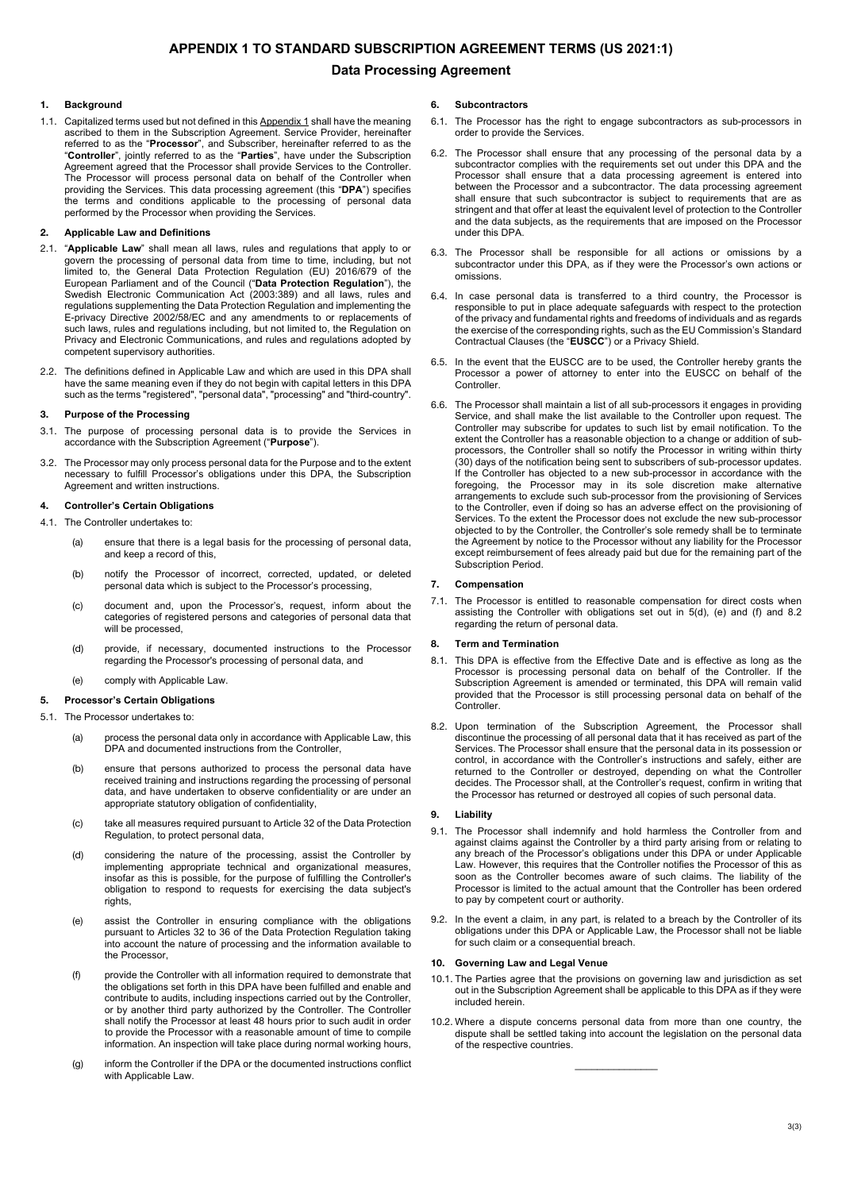# APPENDIX 1 TO STANDARD SUBSCRIPTION AGREEMENT TERMS (US 2021:1)

## Data Processing Agreement

### 1. Background

1.1. Capitalized terms used but not defined in this Appendix 1 shall have the meaning ascribed to them in the Subscription Agreement. Service Provider, hereinafter referred to as the "**Processor**", and Subscriber, hereinafter referred to as the "**Controller**", jointly referred to as the "**Parties**", have under the Subscription Agreement agreed that the Processor shall provide Services to the Controller. The Processor will process personal data on behalf of the Controller when providing the Services. This data processing agreement (this "**DPA**") specifies the terms and conditions applicable to the processing of personal data performed by the Processor when providing the Services.

### 2. Applicable Law and Definitions

2.1. "**Applicable Law**" shall mean all laws, rules and regulations that apply to or govern the processing of personal data from time to time, including, but not limited to, the General Data Protection Regulation (EU) 2016/679 of the European Parliament and of the Council ("**Data Protection Regulation**"), the Swedish Electronic Communication Act (2003:389) and all laws, rules and regulations supplementing the Data Protection Regulation and implementing the E-privacy Directive 2002/58/EC and any amendments to or replacements of such laws, rules and regulations including, but not limited to, the Regulation on Privacy and Electronic Communications, and rules and regulations adopted by competent supervisory authorities.

2.2. The definitions defined in Applicable Law and which are used in this DPA shall have the same meaning even if they do not begin with capital letters in this DPA such as the terms "registered", "personal data", "processing" and "third-country".

### 3. Purpose of the Processing

3.1. The purpose of processing personal data is to provide the Services in accordance with the Subscription Agreement ("**Purpose**").

3.2. The Processor may only process personal data for the Purpose and to the extent necessary to fulfill Processor's obligations under this DPA, the Subscription Agreement and written instructions.

### 4. Controller's Certain Obligations

4.1. The Controller undertakes to:

(a) ensure that there is a legal basis for the processing of personal data, and keep a record of this,

(b) notify the Processor of incorrect, corrected, updated, or deleted personal data which is subject to the Processor's processing,

(c) document and, upon the Processor's, request, inform about the categories of registered persons and categories of personal data that will be processed,

(d) provide, if necessary, documented instructions to the Processor regarding the Processor's processing of personal data, and

(e) comply with Applicable Law.

### 5. Processor's Certain Obligations

5.1. The Processor undertakes to:

(a) process the personal data only in accordance with Applicable Law, this DPA and documented instructions from the Controller,

(b) ensure that persons authorized to process the personal data have received training and instructions regarding the processing of personal data, and have undertaken to observe confidentiality or are under an appropriate statutory obligation of confidentiality,

(c) take all measures required pursuant to Article 32 of the Data Protection Regulation, to protect personal data,

(d) considering the nature of the processing, assist the Controller by implementing appropriate technical and organizational measures, insofar as this is possible, for the purpose of fulfilling the Controller's obligation to respond to requests for exercising the data subject's rights,

(e) assist the Controller in ensuring compliance with the obligations pursuant to Articles 32 to 36 of the Data Protection Regulation taking into account the nature of processing and the information available to the Processor,

(f) provide the Controller with all information required to demonstrate that the obligations set forth in this DPA have been fulfilled and enable and contribute to audits, including inspections carried out by the Controller, or by another third party authorized by the Controller. The Controller shall notify the Processor at least 48 hours prior to such audit in order to provide the Processor with a reasonable amount of time to compile information. An inspection will take place during normal working hours,

(g) inform the Controller if the DPA or the documented instructions conflict with Applicable Law.

### 6. Subcontractors

6.1. The Processor has the right to engage subcontractors as sub-processors in order to provide the Services.

6.2. The Processor shall ensure that any processing of the personal data by a subcontractor complies with the requirements set out under this DPA and the Processor shall ensure that a data processing agreement is entered into between the Processor and a subcontractor. The data processing agreement shall ensure that such subcontractor is subject to requirements that are as stringent and that offer at least the equivalent level of protection to the Controller and the data subjects, as the requirements that are imposed on the Processor under this DPA.

6.3. The Processor shall be responsible for all actions or omissions by a subcontractor under this DPA, as if they were the Processor's own actions or omissions.

6.4. In case personal data is transferred to a third country, the Processor is responsible to put in place adequate safeguards with respect to the protection of the privacy and fundamental rights and freedoms of individuals and as regards the exercise of the corresponding rights, such as the EU Commission's Standard Contractual Clauses (the "**EUSCC**") or a Privacy Shield.

6.5. In the event that the EUSCC are to be used, the Controller hereby grants the Processor a power of attorney to enter into the EUSCC on behalf of the Controller.

6.6. The Processor shall maintain a list of all sub-processors it engages in providing Service, and shall make the list available to the Controller upon request. The Controller may subscribe for updates to such list by email notification. To the extent the Controller has a reasonable objection to a change or addition of sub-processors, the Controller shall so notify the Processor in writing within thirty (30) days of the notification being sent to subscribers of sub-processor updates. If the Controller has objected to a new sub-processor in accordance with the foregoing, the Processor may in its sole discretion make alternative arrangements to exclude such sub-processor from the provisioning of Services to the Controller, even if doing so has an adverse effect on the provisioning of Services. To the extent the Processor does not exclude the new sub-processor objected to by the Controller, the Controller's sole remedy shall be to terminate the Agreement by notice to the Processor without any liability for the Processor except reimbursement of fees already paid but due for the remaining part of the Subscription Period.

### 7. Compensation

7.1. The Processor is entitled to reasonable compensation for direct costs when assisting the Controller with obligations set out in 5(d), (e) and (f) and 8.2 regarding the return of personal data.

### 8. Term and Termination

8.1. This DPA is effective from the Effective Date and is effective as long as the Processor is processing personal data on behalf of the Controller. If the Subscription Agreement is amended or terminated, this DPA will remain valid provided that the Processor is still processing personal data on behalf of the Controller.

8.2. Upon termination of the Subscription Agreement, the Processor shall discontinue the processing of all personal data that it has received as part of the Services. The Processor shall ensure that the personal data in its possession or control, in accordance with the Controller's instructions and safely, either are returned to the Controller or destroyed, depending on what the Controller decides. The Processor shall, at the Controller's request, confirm in writing that the Processor has returned or destroyed all copies of such personal data.

### 9. Liability

9.1. The Processor shall indemnify and hold harmless the Controller from and against claims against the Controller by a third party arising from or relating to any breach of the Processor's obligations under this DPA or under Applicable Law. However, this requires that the Controller notifies the Processor of this as soon as the Controller becomes aware of such claims. The liability of the Processor is limited to the actual amount that the Controller has been ordered to pay by competent court or authority.

9.2. In the event a claim, in any part, is related to a breach by the Controller of its obligations under this DPA or Applicable Law, the Processor shall not be liable for such claim or a consequential breach.

### 10. Governing Law and Legal Venue

10.1. The Parties agree that the provisions on governing law and jurisdiction as set out in the Subscription Agreement shall be applicable to this DPA as if they were included herein.

10.2. Where a dispute concerns personal data from more than one country, the dispute shall be settled taking into account the legislation on the personal data of the respective countries.

\_\_\_\_\_\_\_\_\_\_\_\_\_\_\_